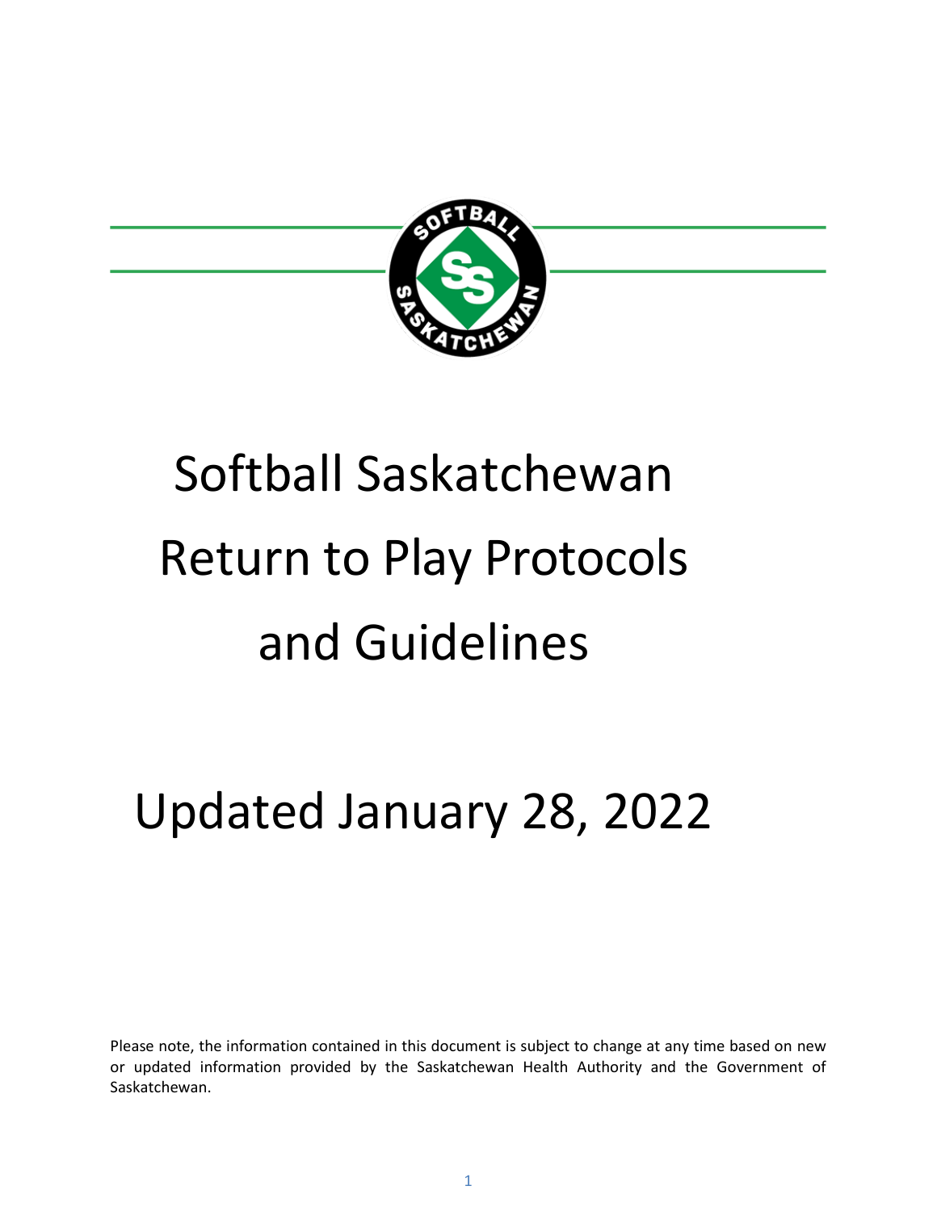# Softball Saskatchewan Return to Play Protocols and Guidelines

## Updated January 28, 2022

Please note, the information contained in this document is subject to change at any time based on new or updated information provided by the Saskatchewan Health Authority and the Government of Saskatchewan.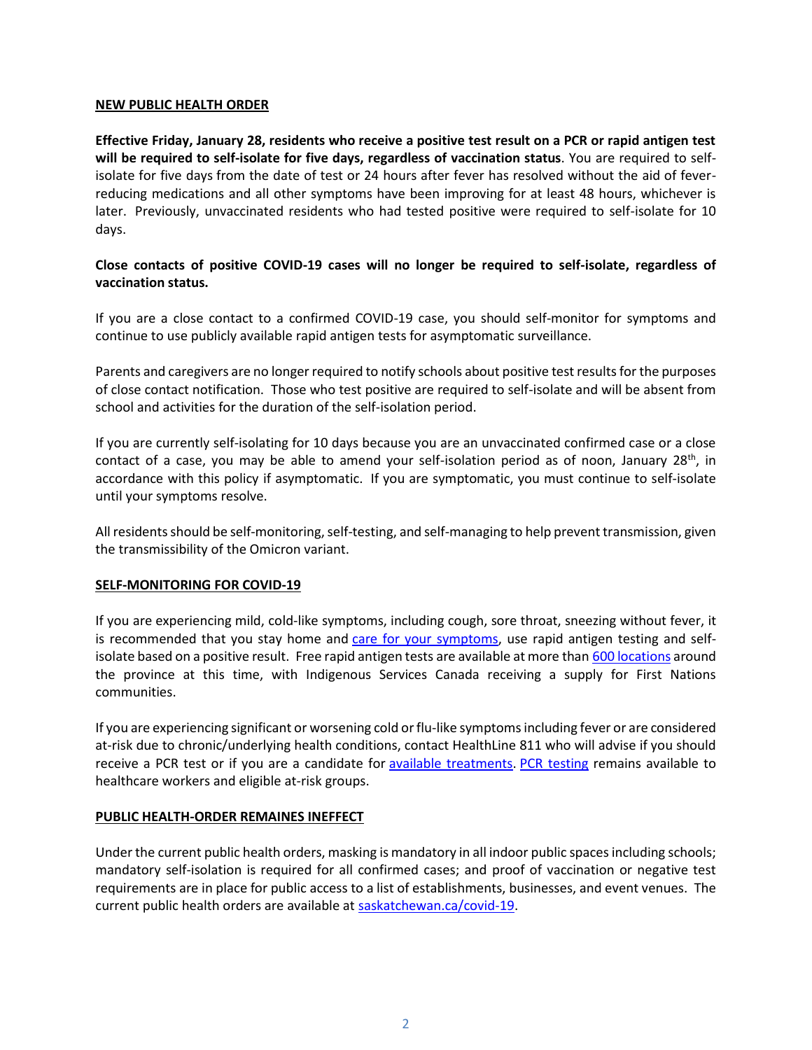## NEW PUBLIC HEALTH ORDER

**Effective Friday, January 28, residents who receive a positive test result on a PCR or rapid antigen test will be required to self-isolate for five days, regardless of vaccination status**. You are required to self-isolate for five days from the date of test or 24 hours after fever has resolved without the aid of fever-reducing medications and all other symptoms have been improving for at least 48 hours, whichever is later. Previously, unvaccinated residents who had tested positive were required to self-isolate for 10 days.

**Close contacts of positive COVID-19 cases will no longer be required to self-isolate, regardless of vaccination status.**

If you are a close contact to a confirmed COVID-19 case, you should self-monitor for symptoms and continue to use publicly available rapid antigen tests for asymptomatic surveillance.

Parents and caregivers are no longer required to notify schools about positive test results for the purposes of close contact notification. Those who test positive are required to self-isolate and will be absent from school and activities for the duration of the self-isolation period.

If you are currently self-isolating for 10 days because you are an unvaccinated confirmed case or a close contact of a case, you may be able to amend your self-isolation period as of noon, January 28th, in accordance with this policy if asymptomatic. If you are symptomatic, you must continue to self-isolate until your symptoms resolve.

All residents should be self-monitoring, self-testing, and self-managing to help prevent transmission, given the transmissibility of the Omicron variant.

## SELF-MONITORING FOR COVID-19

If you are experiencing mild, cold-like symptoms, including cough, sore throat, sneezing without fever, it is recommended that you stay home and care for your symptoms, use rapid antigen testing and self-isolate based on a positive result. Free rapid antigen tests are available at more than 600 locations around the province at this time, with Indigenous Services Canada receiving a supply for First Nations communities.

If you are experiencing significant or worsening cold or flu-like symptoms including fever or are considered at-risk due to chronic/underlying health conditions, contact HealthLine 811 who will advise if you should receive a PCR test or if you are a candidate for available treatments. PCR testing remains available to healthcare workers and eligible at-risk groups.

## PUBLIC HEALTH-ORDER REMAINES INEFFECT

Under the current public health orders, masking is mandatory in all indoor public spaces including schools; mandatory self-isolation is required for all confirmed cases; and proof of vaccination or negative test requirements are in place for public access to a list of establishments, businesses, and event venues. The current public health orders are available at saskatchewan.ca/covid-19.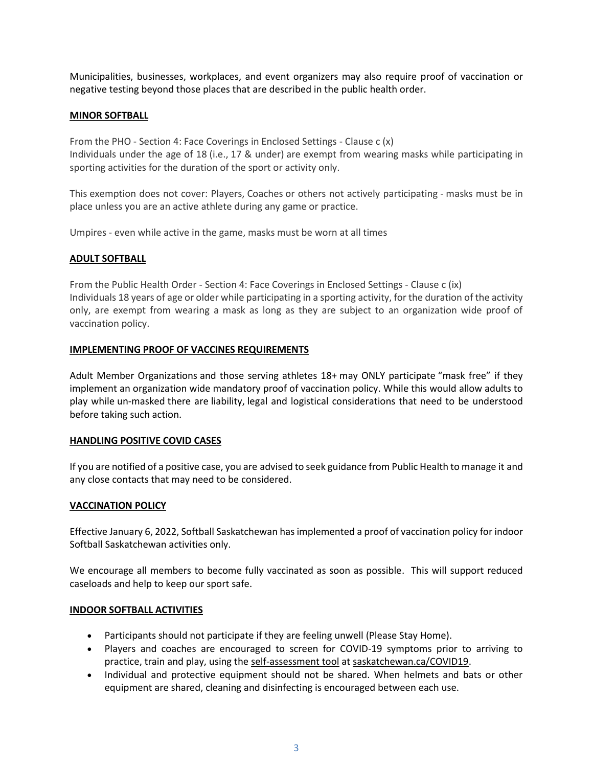Municipalities, businesses, workplaces, and event organizers may also require proof of vaccination or negative testing beyond those places that are described in the public health order.

## **MINOR SOFTBALL**

From the PHO - Section 4: Face Coverings in Enclosed Settings - Clause c (x)
Individuals under the age of 18 (i.e., 17 & under) are exempt from wearing masks while participating in sporting activities for the duration of the sport or activity only.

This exemption does not cover: Players, Coaches or others not actively participating - masks must be in place unless you are an active athlete during any game or practice.

Umpires - even while active in the game, masks must be worn at all times

## **ADULT SOFTBALL**

From the Public Health Order - Section 4: Face Coverings in Enclosed Settings - Clause c (ix)
Individuals 18 years of age or older while participating in a sporting activity, for the duration of the activity only, are exempt from wearing a mask as long as they are subject to an organization wide proof of vaccination policy.

## **IMPLEMENTING PROOF OF VACCINES REQUIREMENTS**

Adult Member Organizations and those serving athletes 18+ may ONLY participate "mask free" if they implement an organization wide mandatory proof of vaccination policy. While this would allow adults to play while un-masked there are liability, legal and logistical considerations that need to be understood before taking such action.

## **HANDLING POSITIVE COVID CASES**

If you are notified of a positive case, you are advised to seek guidance from Public Health to manage it and any close contacts that may need to be considered.

## **VACCINATION POLICY**

Effective January 6, 2022, Softball Saskatchewan has implemented a proof of vaccination policy for indoor Softball Saskatchewan activities only.

We encourage all members to become fully vaccinated as soon as possible. This will support reduced caseloads and help to keep our sport safe.

## **INDOOR SOFTBALL ACTIVITIES**

- Participants should not participate if they are feeling unwell (Please Stay Home).
- Players and coaches are encouraged to screen for COVID-19 symptoms prior to arriving to practice, train and play, using the self-assessment tool at saskatchewan.ca/COVID19.
- Individual and protective equipment should not be shared. When helmets and bats or other equipment are shared, cleaning and disinfecting is encouraged between each use.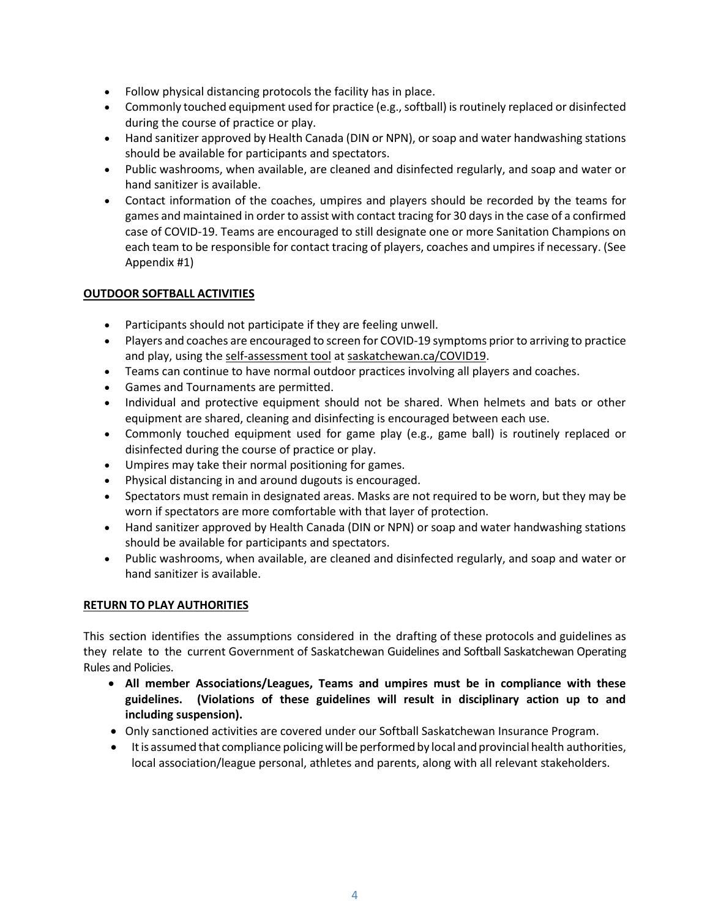- Follow physical distancing protocols the facility has in place.
- Commonly touched equipment used for practice (e.g., softball) is routinely replaced or disinfected during the course of practice or play.
- Hand sanitizer approved by Health Canada (DIN or NPN), or soap and water handwashing stations should be available for participants and spectators.
- Public washrooms, when available, are cleaned and disinfected regularly, and soap and water or hand sanitizer is available.
- Contact information of the coaches, umpires and players should be recorded by the teams for games and maintained in order to assist with contact tracing for 30 days in the case of a confirmed case of COVID-19. Teams are encouraged to still designate one or more Sanitation Champions on each team to be responsible for contact tracing of players, coaches and umpires if necessary. (See Appendix #1)

## OUTDOOR SOFTBALL ACTIVITIES

- Participants should not participate if they are feeling unwell.
- Players and coaches are encouraged to screen for COVID-19 symptoms prior to arriving to practice and play, using the self-assessment tool at saskatchewan.ca/COVID19.
- Teams can continue to have normal outdoor practices involving all players and coaches.
- Games and Tournaments are permitted.
- Individual and protective equipment should not be shared. When helmets and bats or other equipment are shared, cleaning and disinfecting is encouraged between each use.
- Commonly touched equipment used for game play (e.g., game ball) is routinely replaced or disinfected during the course of practice or play.
- Umpires may take their normal positioning for games.
- Physical distancing in and around dugouts is encouraged.
- Spectators must remain in designated areas. Masks are not required to be worn, but they may be worn if spectators are more comfortable with that layer of protection.
- Hand sanitizer approved by Health Canada (DIN or NPN) or soap and water handwashing stations should be available for participants and spectators.
- Public washrooms, when available, are cleaned and disinfected regularly, and soap and water or hand sanitizer is available.

## RETURN TO PLAY AUTHORITIES

This section identifies the assumptions considered in the drafting of these protocols and guidelines as they relate to the current Government of Saskatchewan Guidelines and Softball Saskatchewan Operating Rules and Policies.

- **All member Associations/Leagues, Teams and umpires must be in compliance with these guidelines. (Violations of these guidelines will result in disciplinary action up to and including suspension).**
- Only sanctioned activities are covered under our Softball Saskatchewan Insurance Program.
- It is assumed that compliance policing will be performed by local and provincial health authorities, local association/league personal, athletes and parents, along with all relevant stakeholders.